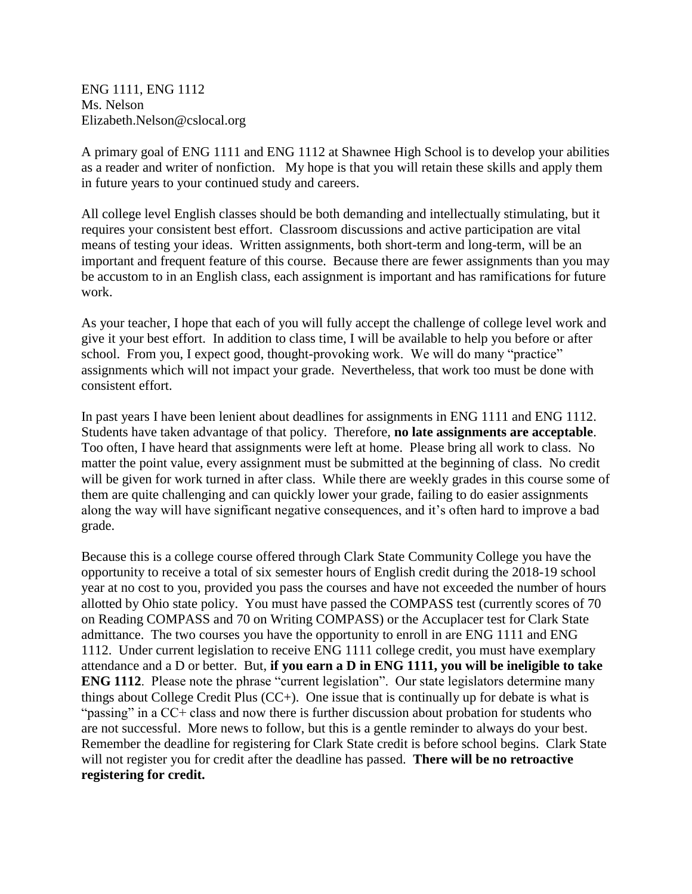ENG 1111, ENG 1112
Ms. Nelson
Elizabeth.Nelson@cslocal.org

A primary goal of ENG 1111 and ENG 1112 at Shawnee High School is to develop your abilities as a reader and writer of nonfiction. My hope is that you will retain these skills and apply them in future years to your continued study and careers.

All college level English classes should be both demanding and intellectually stimulating, but it requires your consistent best effort. Classroom discussions and active participation are vital means of testing your ideas. Written assignments, both short-term and long-term, will be an important and frequent feature of this course. Because there are fewer assignments than you may be accustom to in an English class, each assignment is important and has ramifications for future work.

As your teacher, I hope that each of you will fully accept the challenge of college level work and give it your best effort. In addition to class time, I will be available to help you before or after school. From you, I expect good, thought-provoking work. We will do many "practice" assignments which will not impact your grade. Nevertheless, that work too must be done with consistent effort.

In past years I have been lenient about deadlines for assignments in ENG 1111 and ENG 1112. Students have taken advantage of that policy. Therefore, **no late assignments are acceptable**. Too often, I have heard that assignments were left at home. Please bring all work to class. No matter the point value, every assignment must be submitted at the beginning of class. No credit will be given for work turned in after class. While there are weekly grades in this course some of them are quite challenging and can quickly lower your grade, failing to do easier assignments along the way will have significant negative consequences, and it's often hard to improve a bad grade.

Because this is a college course offered through Clark State Community College you have the opportunity to receive a total of six semester hours of English credit during the 2018-19 school year at no cost to you, provided you pass the courses and have not exceeded the number of hours allotted by Ohio state policy. You must have passed the COMPASS test (currently scores of 70 on Reading COMPASS and 70 on Writing COMPASS) or the Accuplacer test for Clark State admittance. The two courses you have the opportunity to enroll in are ENG 1111 and ENG 1112. Under current legislation to receive ENG 1111 college credit, you must have exemplary attendance and a D or better. But, **if you earn a D in ENG 1111, you will be ineligible to take ENG 1112**. Please note the phrase "current legislation". Our state legislators determine many things about College Credit Plus (CC+). One issue that is continually up for debate is what is "passing" in a CC+ class and now there is further discussion about probation for students who are not successful. More news to follow, but this is a gentle reminder to always do your best. Remember the deadline for registering for Clark State credit is before school begins. Clark State will not register you for credit after the deadline has passed. **There will be no retroactive registering for credit.**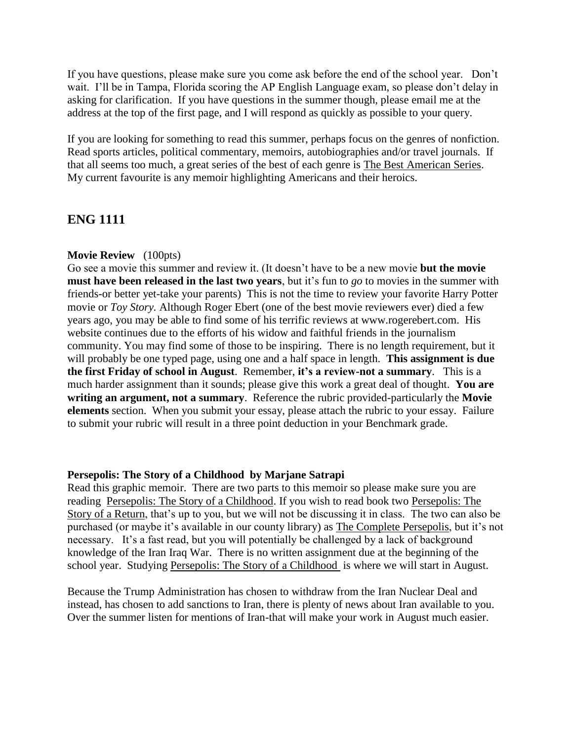If you have questions, please make sure you come ask before the end of the school year. Don't wait. I'll be in Tampa, Florida scoring the AP English Language exam, so please don't delay in asking for clarification. If you have questions in the summer though, please email me at the address at the top of the first page, and I will respond as quickly as possible to your query.

If you are looking for something to read this summer, perhaps focus on the genres of nonfiction. Read sports articles, political commentary, memoirs, autobiographies and/or travel journals. If that all seems too much, a great series of the best of each genre is <u>The Best American Series</u>. My current favourite is any memoir highlighting Americans and their heroics.

## ENG 1111

**Movie Review** (100pts)

Go see a movie this summer and review it. (It doesn't have to be a new movie **but the movie must have been released in the last two years**, but it's fun to *go* to movies in the summer with friends-or better yet-take your parents) This is not the time to review your favorite Harry Potter movie or *Toy Story.* Although Roger Ebert (one of the best movie reviewers ever) died a few years ago, you may be able to find some of his terrific reviews at www.rogerebert.com. His website continues due to the efforts of his widow and faithful friends in the journalism community. You may find some of those to be inspiring. There is no length requirement, but it will probably be one typed page, using one and a half space in length. **This assignment is due the first Friday of school in August**. Remember, **it's a review-not a summary**. This is a much harder assignment than it sounds; please give this work a great deal of thought. **You are writing an argument, not a summary**. Reference the rubric provided-particularly the **Movie elements** section. When you submit your essay, please attach the rubric to your essay. Failure to submit your rubric will result in a three point deduction in your Benchmark grade.

**Persepolis: The Story of a Childhood by Marjane Satrapi**

Read this graphic memoir. There are two parts to this memoir so please make sure you are reading <u>Persepolis: The Story of a Childhood</u>. If you wish to read book two <u>Persepolis: The Story of a Return</u>, that's up to you, but we will not be discussing it in class. The two can also be purchased (or maybe it's available in our county library) as <u>The Complete Persepolis</u>, but it's not necessary. It's a fast read, but you will potentially be challenged by a lack of background knowledge of the Iran Iraq War. There is no written assignment due at the beginning of the school year. Studying <u>Persepolis: The Story of a Childhood</u> is where we will start in August.

Because the Trump Administration has chosen to withdraw from the Iran Nuclear Deal and instead, has chosen to add sanctions to Iran, there is plenty of news about Iran available to you. Over the summer listen for mentions of Iran-that will make your work in August much easier.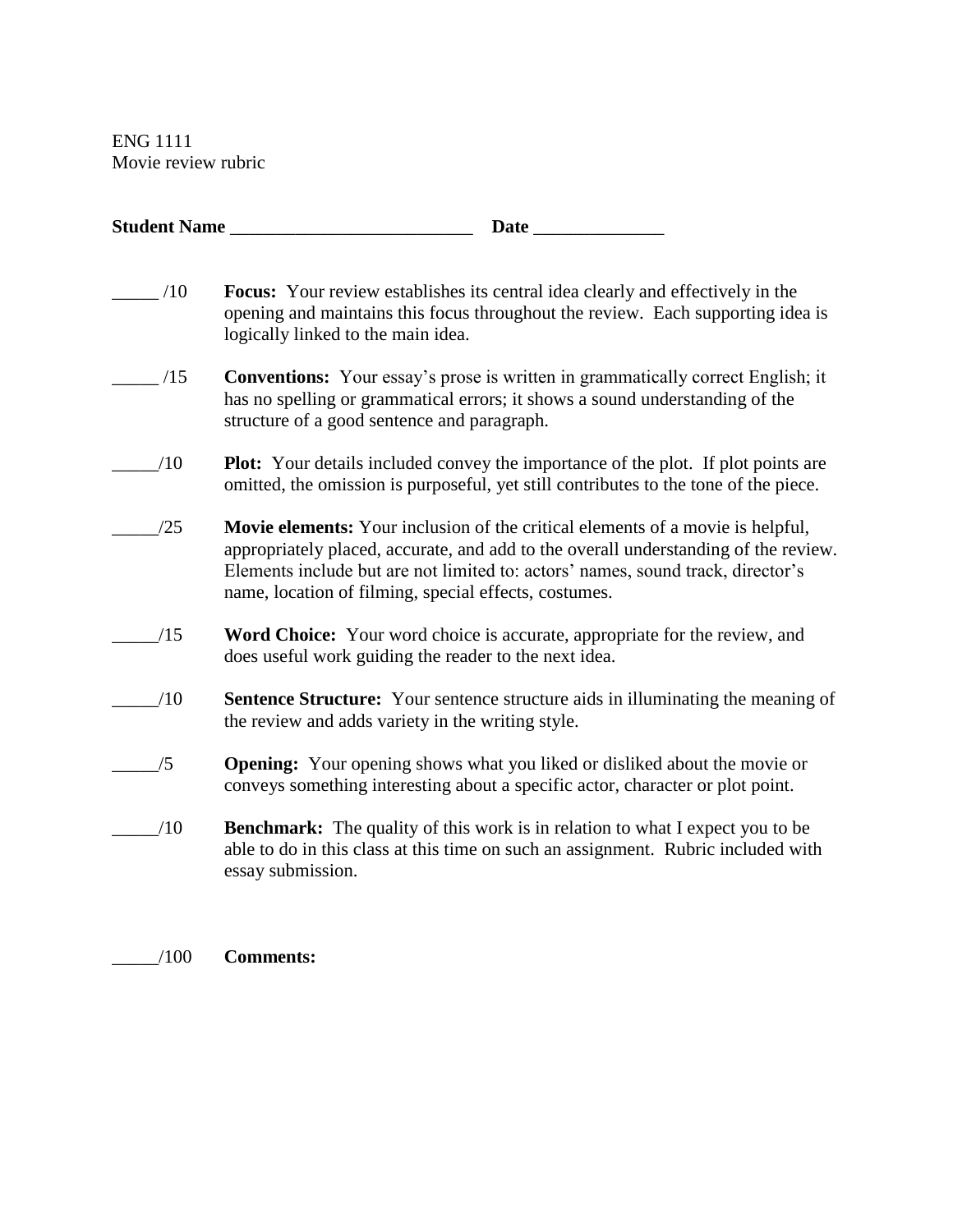ENG 1111
Movie review rubric

**Student Name** ___________________________ **Date** _______________

_____ /10 **Focus:** Your review establishes its central idea clearly and effectively in the opening and maintains this focus throughout the review. Each supporting idea is logically linked to the main idea.

_____ /15 **Conventions:** Your essay's prose is written in grammatically correct English; it has no spelling or grammatical errors; it shows a sound understanding of the structure of a good sentence and paragraph.

_____/10 **Plot:** Your details included convey the importance of the plot. If plot points are omitted, the omission is purposeful, yet still contributes to the tone of the piece.

_____/25 **Movie elements:** Your inclusion of the critical elements of a movie is helpful, appropriately placed, accurate, and add to the overall understanding of the review. Elements include but are not limited to: actors' names, sound track, director's name, location of filming, special effects, costumes.

_____/15 **Word Choice:** Your word choice is accurate, appropriate for the review, and does useful work guiding the reader to the next idea.

_____/10 **Sentence Structure:** Your sentence structure aids in illuminating the meaning of the review and adds variety in the writing style.

_____/5 **Opening:** Your opening shows what you liked or disliked about the movie or conveys something interesting about a specific actor, character or plot point.

_____/10 **Benchmark:** The quality of this work is in relation to what I expect you to be able to do in this class at this time on such an assignment. Rubric included with essay submission.

_____/100 **Comments:**